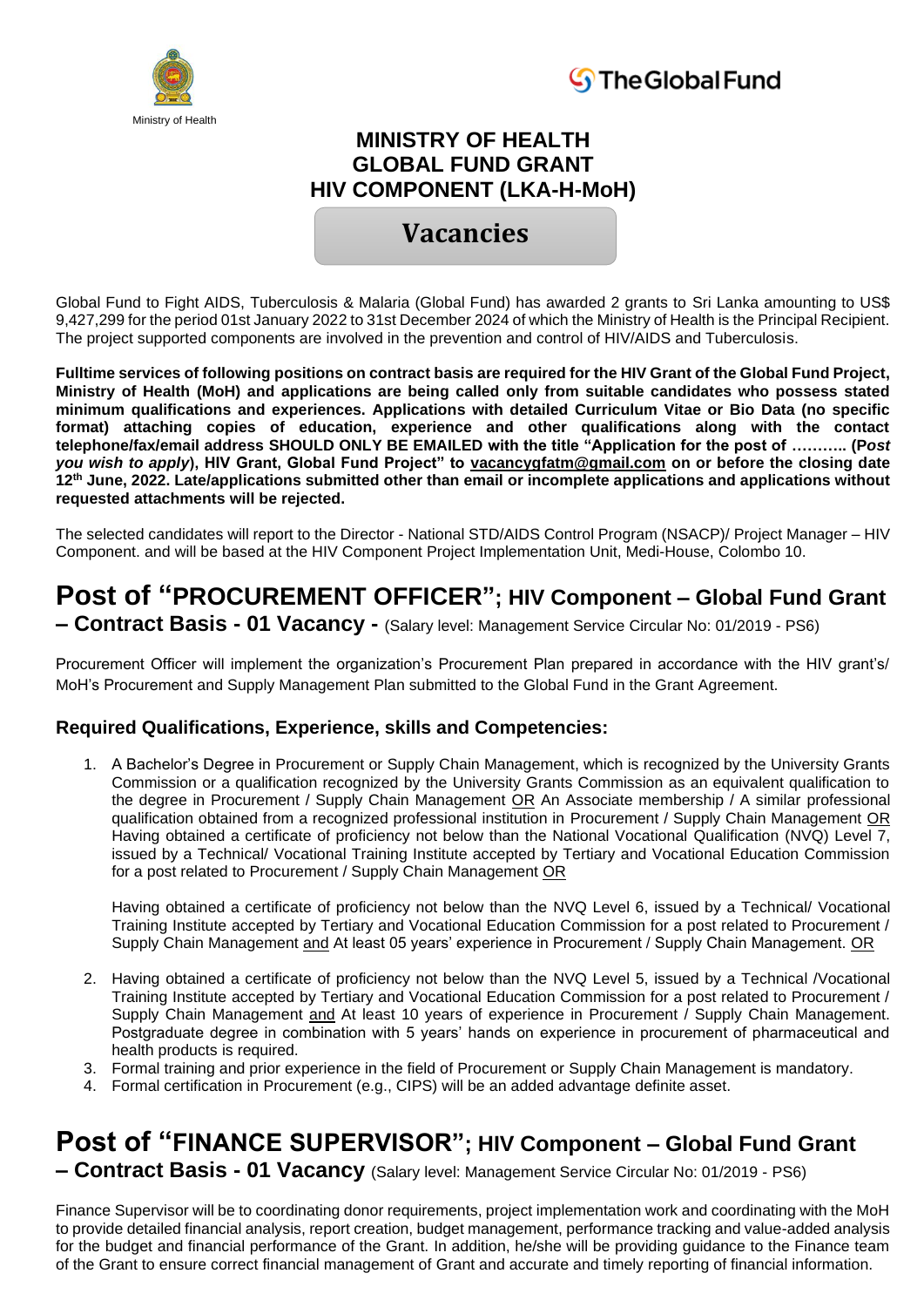Ministry of Health

The Global Fund

# MINISTRY OF HEALTH
# GLOBAL FUND GRANT
# HIV COMPONENT (LKA-H-MoH)

## Vacancies

Global Fund to Fight AIDS, Tuberculosis & Malaria (Global Fund) has awarded 2 grants to Sri Lanka amounting to US$ 9,427,299 for the period 01st January 2022 to 31st December 2024 of which the Ministry of Health is the Principal Recipient. The project supported components are involved in the prevention and control of HIV/AIDS and Tuberculosis.

**Fulltime services of following positions on contract basis are required for the HIV Grant of the Global Fund Project, Ministry of Health (MoH) and applications are being called only from suitable candidates who possess stated minimum qualifications and experiences. Applications with detailed Curriculum Vitae or Bio Data (no specific format) attaching copies of education, experience and other qualifications along with the contact telephone/fax/email address SHOULD ONLY BE EMAILED with the title "Application for the post of ……….. (*Post you wish to apply*), HIV Grant, Global Fund Project" to vacancygfatm@gmail.com on or before the closing date 12th June, 2022. Late/applications submitted other than email or incomplete applications and applications without requested attachments will be rejected.**

The selected candidates will report to the Director - National STD/AIDS Control Program (NSACP)/ Project Manager – HIV Component. and will be based at the HIV Component Project Implementation Unit, Medi-House, Colombo 10.

## Post of "PROCUREMENT OFFICER"; HIV Component – Global Fund Grant – Contract Basis - 01 Vacancy - (Salary level: Management Service Circular No: 01/2019 - PS6)

Procurement Officer will implement the organization's Procurement Plan prepared in accordance with the HIV grant's/ MoH's Procurement and Supply Management Plan submitted to the Global Fund in the Grant Agreement.

### Required Qualifications, Experience, skills and Competencies:

1. A Bachelor's Degree in Procurement or Supply Chain Management, which is recognized by the University Grants Commission or a qualification recognized by the University Grants Commission as an equivalent qualification to the degree in Procurement / Supply Chain Management OR An Associate membership / A similar professional qualification obtained from a recognized professional institution in Procurement / Supply Chain Management OR Having obtained a certificate of proficiency not below than the National Vocational Qualification (NVQ) Level 7, issued by a Technical/ Vocational Training Institute accepted by Tertiary and Vocational Education Commission for a post related to Procurement / Supply Chain Management OR

   Having obtained a certificate of proficiency not below than the NVQ Level 6, issued by a Technical/ Vocational Training Institute accepted by Tertiary and Vocational Education Commission for a post related to Procurement / Supply Chain Management and At least 05 years' experience in Procurement / Supply Chain Management. OR

2. Having obtained a certificate of proficiency not below than the NVQ Level 5, issued by a Technical /Vocational Training Institute accepted by Tertiary and Vocational Education Commission for a post related to Procurement / Supply Chain Management and At least 10 years of experience in Procurement / Supply Chain Management. Postgraduate degree in combination with 5 years' hands on experience in procurement of pharmaceutical and health products is required.
3. Formal training and prior experience in the field of Procurement or Supply Chain Management is mandatory.
4. Formal certification in Procurement (e.g., CIPS) will be an added advantage definite asset.

## Post of "FINANCE SUPERVISOR"; HIV Component – Global Fund Grant – Contract Basis - 01 Vacancy (Salary level: Management Service Circular No: 01/2019 - PS6)

Finance Supervisor will be to coordinating donor requirements, project implementation work and coordinating with the MoH to provide detailed financial analysis, report creation, budget management, performance tracking and value-added analysis for the budget and financial performance of the Grant. In addition, he/she will be providing guidance to the Finance team of the Grant to ensure correct financial management of Grant and accurate and timely reporting of financial information.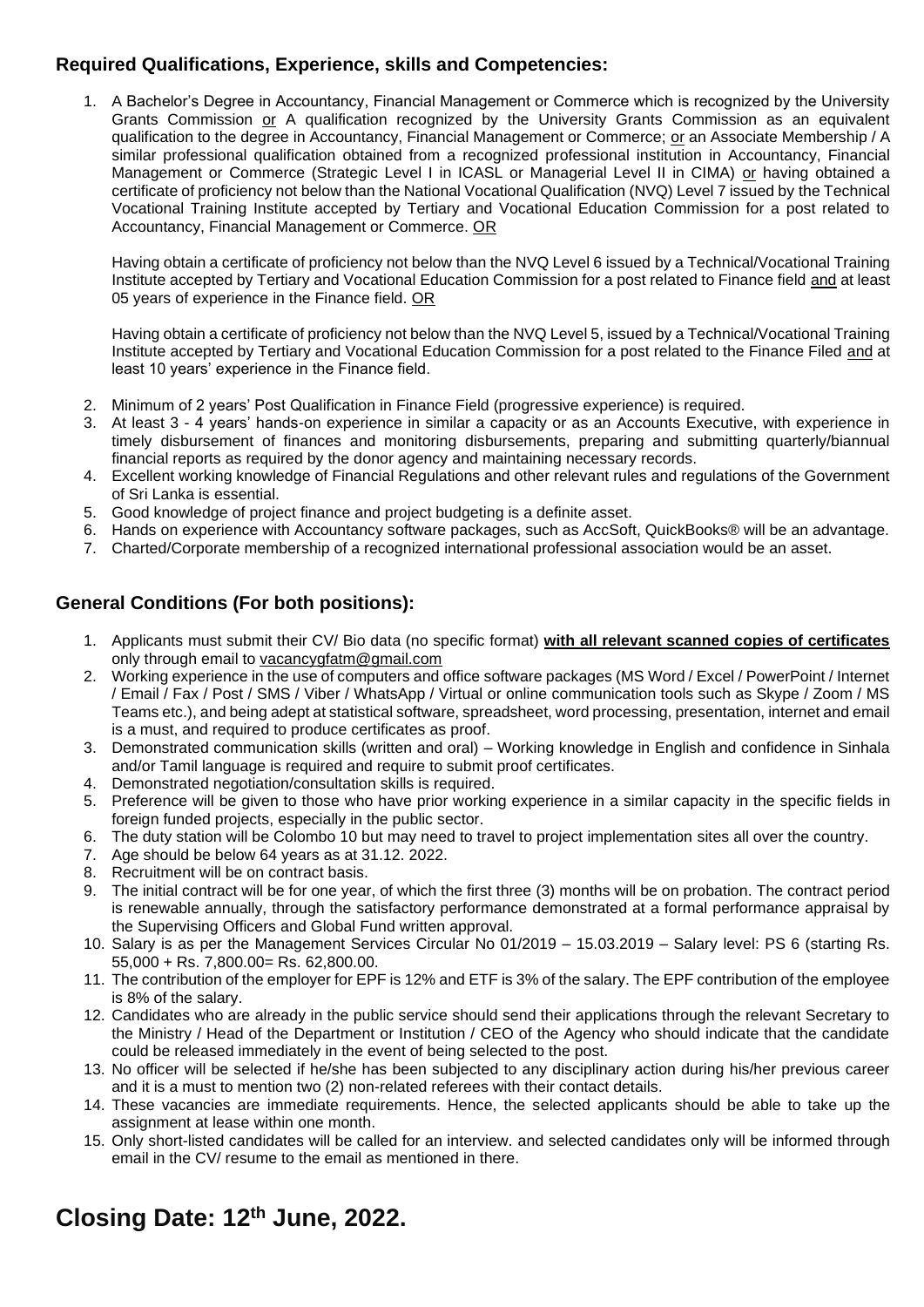## Required Qualifications, Experience, skills and Competencies:

1. A Bachelor's Degree in Accountancy, Financial Management or Commerce which is recognized by the University Grants Commission or A qualification recognized by the University Grants Commission as an equivalent qualification to the degree in Accountancy, Financial Management or Commerce; or an Associate Membership / A similar professional qualification obtained from a recognized professional institution in Accountancy, Financial Management or Commerce (Strategic Level I in ICASL or Managerial Level II in CIMA) or having obtained a certificate of proficiency not below than the National Vocational Qualification (NVQ) Level 7 issued by the Technical Vocational Training Institute accepted by Tertiary and Vocational Education Commission for a post related to Accountancy, Financial Management or Commerce. OR

   Having obtain a certificate of proficiency not below than the NVQ Level 6 issued by a Technical/Vocational Training Institute accepted by Tertiary and Vocational Education Commission for a post related to Finance field and at least 05 years of experience in the Finance field. OR

   Having obtain a certificate of proficiency not below than the NVQ Level 5, issued by a Technical/Vocational Training Institute accepted by Tertiary and Vocational Education Commission for a post related to the Finance Filed and at least 10 years' experience in the Finance field.

2. Minimum of 2 years' Post Qualification in Finance Field (progressive experience) is required.
3. At least 3 - 4 years' hands-on experience in similar a capacity or as an Accounts Executive, with experience in timely disbursement of finances and monitoring disbursements, preparing and submitting quarterly/biannual financial reports as required by the donor agency and maintaining necessary records.
4. Excellent working knowledge of Financial Regulations and other relevant rules and regulations of the Government of Sri Lanka is essential.
5. Good knowledge of project finance and project budgeting is a definite asset.
6. Hands on experience with Accountancy software packages, such as AccSoft, QuickBooks® will be an advantage.
7. Charted/Corporate membership of a recognized international professional association would be an asset.

## General Conditions (For both positions):

1. Applicants must submit their CV/ Bio data (no specific format) **with all relevant scanned copies of certificates** only through email to vacancygfatm@gmail.com
2. Working experience in the use of computers and office software packages (MS Word / Excel / PowerPoint / Internet / Email / Fax / Post / SMS / Viber / WhatsApp / Virtual or online communication tools such as Skype / Zoom / MS Teams etc.), and being adept at statistical software, spreadsheet, word processing, presentation, internet and email is a must, and required to produce certificates as proof.
3. Demonstrated communication skills (written and oral) – Working knowledge in English and confidence in Sinhala and/or Tamil language is required and require to submit proof certificates.
4. Demonstrated negotiation/consultation skills is required.
5. Preference will be given to those who have prior working experience in a similar capacity in the specific fields in foreign funded projects, especially in the public sector.
6. The duty station will be Colombo 10 but may need to travel to project implementation sites all over the country.
7. Age should be below 64 years as at 31.12. 2022.
8. Recruitment will be on contract basis.
9. The initial contract will be for one year, of which the first three (3) months will be on probation. The contract period is renewable annually, through the satisfactory performance demonstrated at a formal performance appraisal by the Supervising Officers and Global Fund written approval.
10. Salary is as per the Management Services Circular No 01/2019 – 15.03.2019 – Salary level: PS 6 (starting Rs. 55,000 + Rs. 7,800.00= Rs. 62,800.00.
11. The contribution of the employer for EPF is 12% and ETF is 3% of the salary. The EPF contribution of the employee is 8% of the salary.
12. Candidates who are already in the public service should send their applications through the relevant Secretary to the Ministry / Head of the Department or Institution / CEO of the Agency who should indicate that the candidate could be released immediately in the event of being selected to the post.
13. No officer will be selected if he/she has been subjected to any disciplinary action during his/her previous career and it is a must to mention two (2) non-related referees with their contact details.
14. These vacancies are immediate requirements. Hence, the selected applicants should be able to take up the assignment at lease within one month.
15. Only short-listed candidates will be called for an interview. and selected candidates only will be informed through email in the CV/ resume to the email as mentioned in there.

# Closing Date: 12th June, 2022.